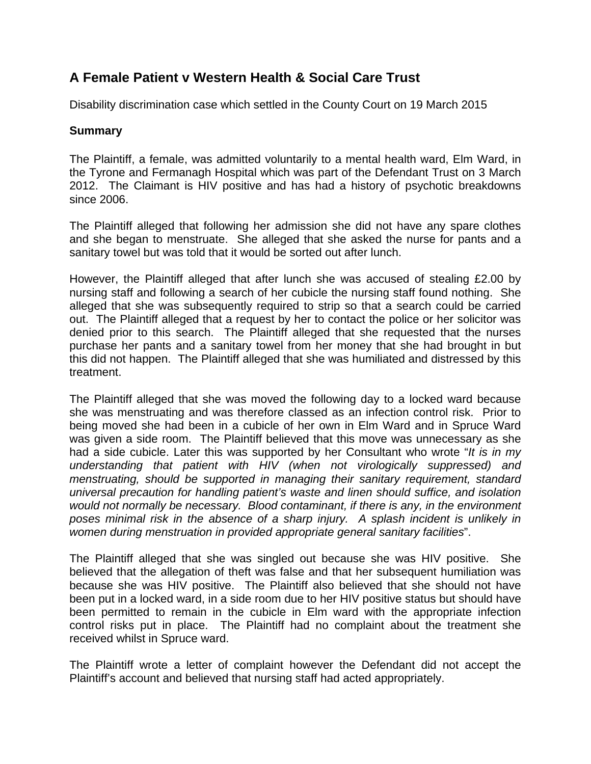# A Female Patient v Western Health & Social Care Trust

Disability discrimination case which settled in the County Court on 19 March 2015

**Summary**

The Plaintiff, a female, was admitted voluntarily to a mental health ward, Elm Ward, in the Tyrone and Fermanagh Hospital which was part of the Defendant Trust on 3 March 2012. The Claimant is HIV positive and has had a history of psychotic breakdowns since 2006.

The Plaintiff alleged that following her admission she did not have any spare clothes and she began to menstruate. She alleged that she asked the nurse for pants and a sanitary towel but was told that it would be sorted out after lunch.

However, the Plaintiff alleged that after lunch she was accused of stealing £2.00 by nursing staff and following a search of her cubicle the nursing staff found nothing. She alleged that she was subsequently required to strip so that a search could be carried out. The Plaintiff alleged that a request by her to contact the police or her solicitor was denied prior to this search. The Plaintiff alleged that she requested that the nurses purchase her pants and a sanitary towel from her money that she had brought in but this did not happen. The Plaintiff alleged that she was humiliated and distressed by this treatment.

The Plaintiff alleged that she was moved the following day to a locked ward because she was menstruating and was therefore classed as an infection control risk. Prior to being moved she had been in a cubicle of her own in Elm Ward and in Spruce Ward was given a side room. The Plaintiff believed that this move was unnecessary as she had a side cubicle. Later this was supported by her Consultant who wrote "*It is in my understanding that patient with HIV (when not virologically suppressed) and menstruating, should be supported in managing their sanitary requirement, standard universal precaution for handling patient's waste and linen should suffice, and isolation would not normally be necessary. Blood contaminant, if there is any, in the environment poses minimal risk in the absence of a sharp injury. A splash incident is unlikely in women during menstruation in provided appropriate general sanitary facilities*".

The Plaintiff alleged that she was singled out because she was HIV positive. She believed that the allegation of theft was false and that her subsequent humiliation was because she was HIV positive. The Plaintiff also believed that she should not have been put in a locked ward, in a side room due to her HIV positive status but should have been permitted to remain in the cubicle in Elm ward with the appropriate infection control risks put in place. The Plaintiff had no complaint about the treatment she received whilst in Spruce ward.

The Plaintiff wrote a letter of complaint however the Defendant did not accept the Plaintiff's account and believed that nursing staff had acted appropriately.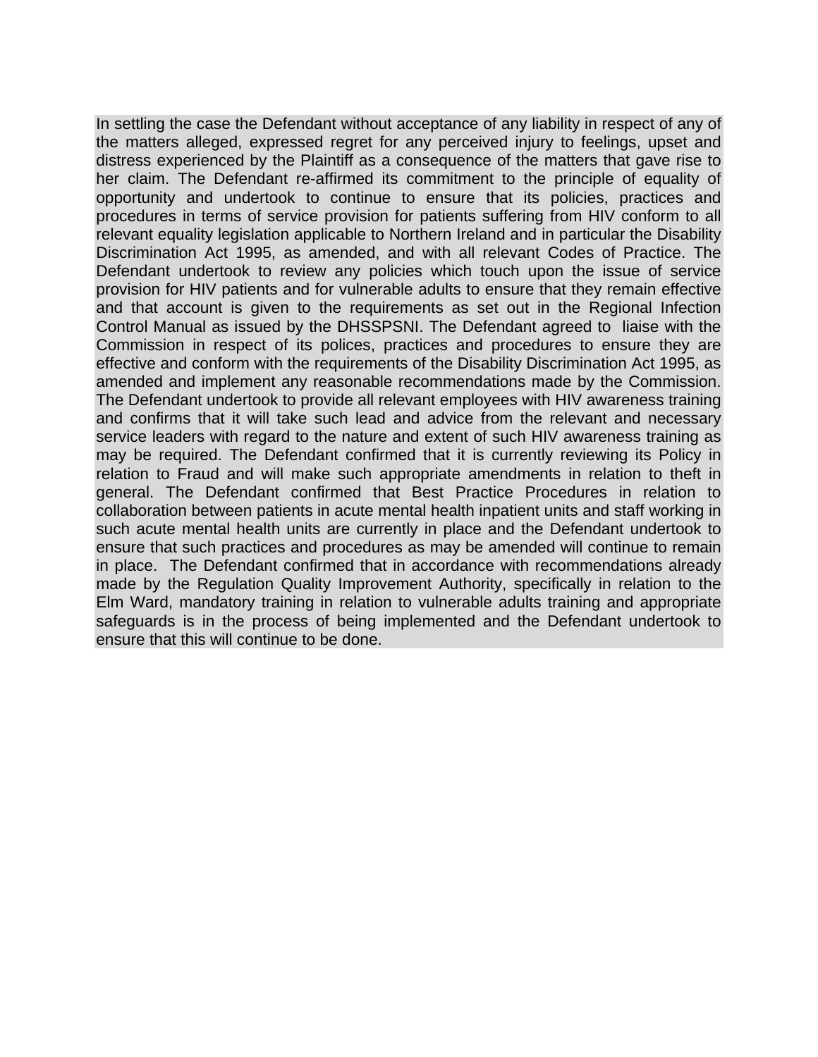In settling the case the Defendant without acceptance of any liability in respect of any of the matters alleged, expressed regret for any perceived injury to feelings, upset and distress experienced by the Plaintiff as a consequence of the matters that gave rise to her claim. The Defendant re-affirmed its commitment to the principle of equality of opportunity and undertook to continue to ensure that its policies, practices and procedures in terms of service provision for patients suffering from HIV conform to all relevant equality legislation applicable to Northern Ireland and in particular the Disability Discrimination Act 1995, as amended, and with all relevant Codes of Practice. The Defendant undertook to review any policies which touch upon the issue of service provision for HIV patients and for vulnerable adults to ensure that they remain effective and that account is given to the requirements as set out in the Regional Infection Control Manual as issued by the DHSSPSNI. The Defendant agreed to liaise with the Commission in respect of its polices, practices and procedures to ensure they are effective and conform with the requirements of the Disability Discrimination Act 1995, as amended and implement any reasonable recommendations made by the Commission. The Defendant undertook to provide all relevant employees with HIV awareness training and confirms that it will take such lead and advice from the relevant and necessary service leaders with regard to the nature and extent of such HIV awareness training as may be required. The Defendant confirmed that it is currently reviewing its Policy in relation to Fraud and will make such appropriate amendments in relation to theft in general. The Defendant confirmed that Best Practice Procedures in relation to collaboration between patients in acute mental health inpatient units and staff working in such acute mental health units are currently in place and the Defendant undertook to ensure that such practices and procedures as may be amended will continue to remain in place. The Defendant confirmed that in accordance with recommendations already made by the Regulation Quality Improvement Authority, specifically in relation to the Elm Ward, mandatory training in relation to vulnerable adults training and appropriate safeguards is in the process of being implemented and the Defendant undertook to ensure that this will continue to be done.